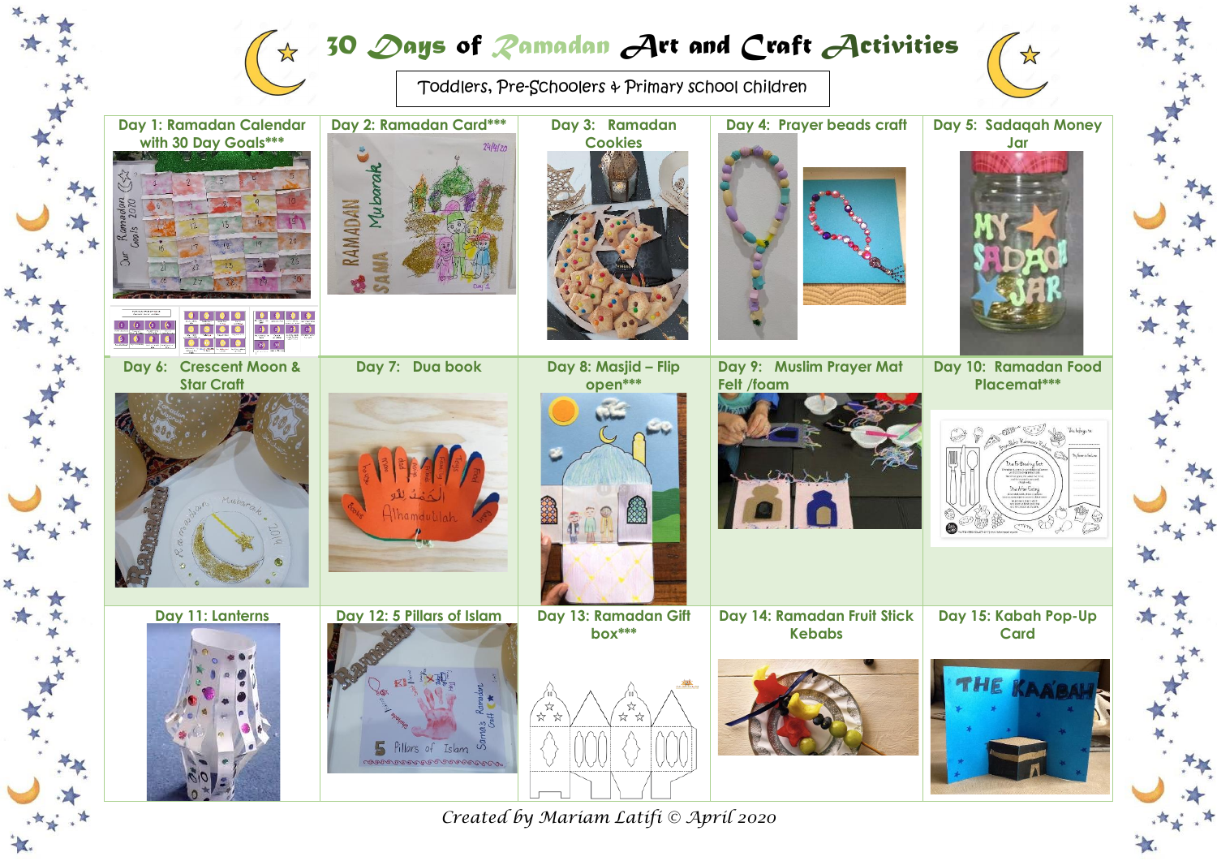# 30 Days of Ramadan Art and Craft Activities

Toddlers, Pre-Schoolers & Primary school children

| Day 1: Ramadan Calendar with 30 Day Goals*** | Day 2: Ramadan Card*** | Day 3: Ramadan Cookies | Day 4: Prayer beads craft | Day 5: Sadaqah Money Jar |
|---|---|---|---|---|
| Day 6: Crescent Moon & Star Craft | Day 7: Dua book | Day 8: Masjid – Flip open*** | Day 9: Muslim Prayer Mat Felt /foam | Day 10: Ramadan Food Placemat*** |
| Day 11: Lanterns | Day 12: 5 Pillars of Islam | Day 13: Ramadan Gift box*** | Day 14: Ramadan Fruit Stick Kebabs | Day 15: Kabah Pop-Up Card |

*Created by Mariam Latifi © April 2020*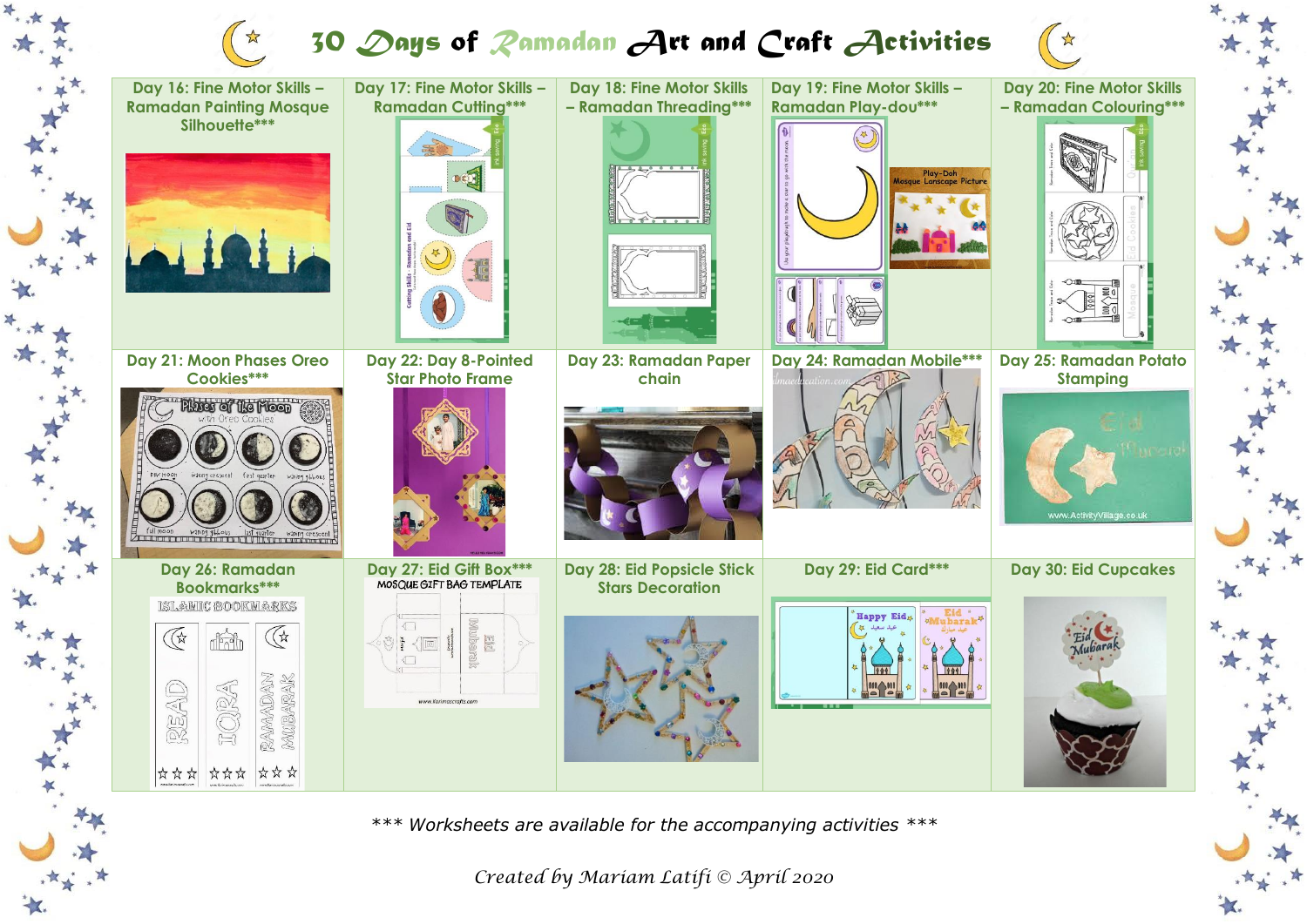# 30 Days of Ramadan Art and Craft Activities

| | | | | |
|---|---|---|---|---|
| Day 16: Fine Motor Skills – Ramadan Painting Mosque Silhouette*** | Day 17: Fine Motor Skills – Ramadan Cutting*** | Day 18: Fine Motor Skills – Ramadan Threading*** | Day 19: Fine Motor Skills – Ramadan Play-dou*** | Day 20: Fine Motor Skills – Ramadan Colouring*** |
| Day 21: Moon Phases Oreo Cookies*** | Day 22: Day 8-Pointed Star Photo Frame | Day 23: Ramadan Paper chain | Day 24: Ramadan Mobile*** | Day 25: Ramadan Potato Stamping |
| Day 26: Ramadan Bookmarks*** | Day 27: Eid Gift Box*** | Day 28: Eid Popsicle Stick Stars Decoration | Day 29: Eid Card*** | Day 30: Eid Cupcakes |

*\*\*\* Worksheets are available for the accompanying activities \*\*\**

*Created by Mariam Latifi © April 2020*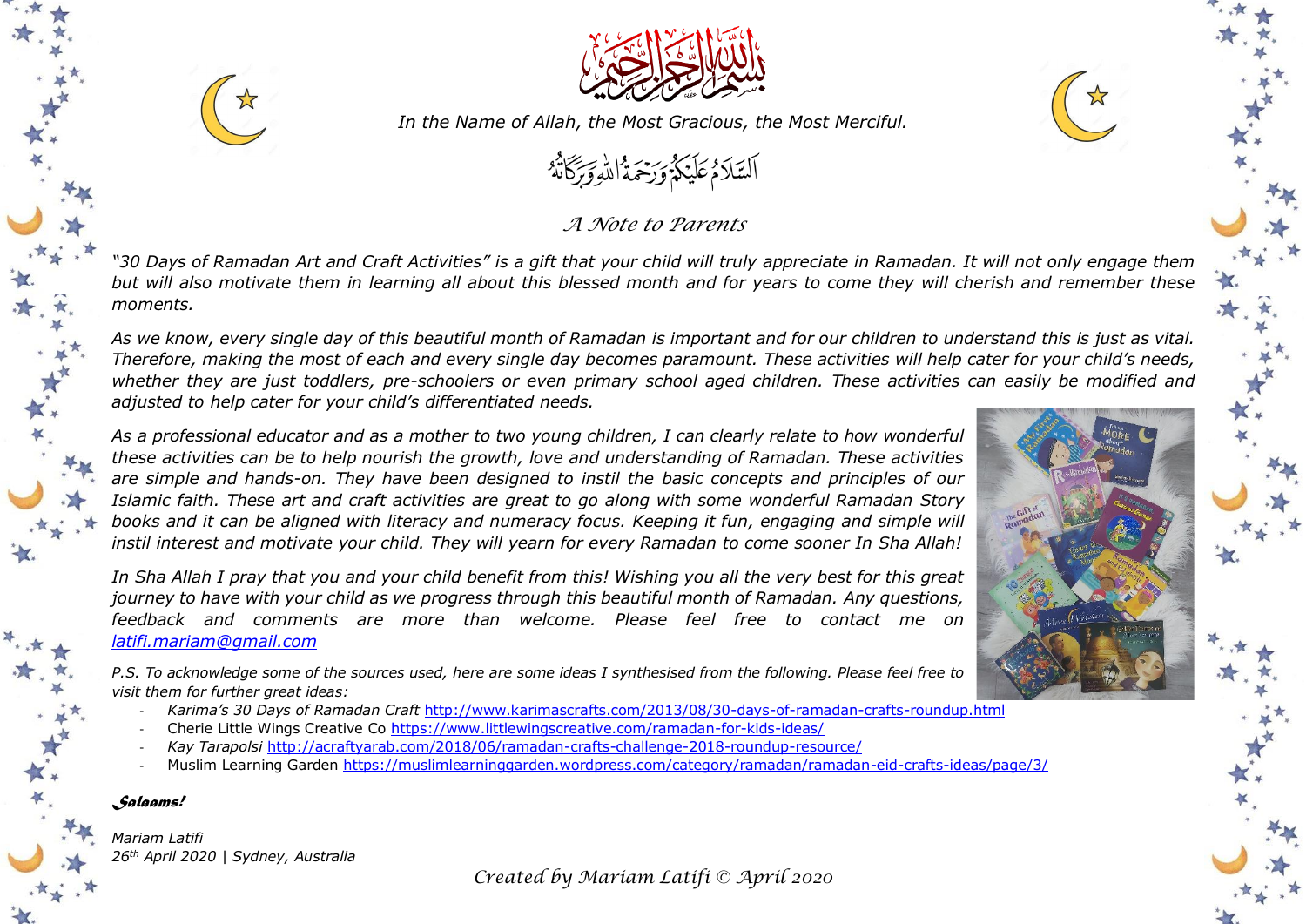بِسْمِ ٱللَّٰهِ ٱلرَّحْمَٰنِ ٱلرَّحِيمِ

*In the Name of Allah, the Most Gracious, the Most Merciful.*

ٱلسَّلَامُ عَلَيْكُمْ وَرَحْمَةُ ٱللَّٰهِ وَبَرَكَاتُهُ

## *A Note to Parents*

*"30 Days of Ramadan Art and Craft Activities" is a gift that your child will truly appreciate in Ramadan. It will not only engage them but will also motivate them in learning all about this blessed month and for years to come they will cherish and remember these moments.*

*As we know, every single day of this beautiful month of Ramadan is important and for our children to understand this is just as vital. Therefore, making the most of each and every single day becomes paramount. These activities will help cater for your child's needs, whether they are just toddlers, pre-schoolers or even primary school aged children. These activities can easily be modified and adjusted to help cater for your child's differentiated needs.*

*As a professional educator and as a mother to two young children, I can clearly relate to how wonderful these activities can be to help nourish the growth, love and understanding of Ramadan. These activities are simple and hands-on. They have been designed to instil the basic concepts and principles of our Islamic faith. These art and craft activities are great to go along with some wonderful Ramadan Story books and it can be aligned with literacy and numeracy focus. Keeping it fun, engaging and simple will instil interest and motivate your child. They will yearn for every Ramadan to come sooner In Sha Allah!*

*In Sha Allah I pray that you and your child benefit from this! Wishing you all the very best for this great journey to have with your child as we progress through this beautiful month of Ramadan. Any questions, feedback and comments are more than welcome. Please feel free to contact me on [latifi.mariam@gmail.com](mailto:latifi.mariam@gmail.com)*

*P.S. To acknowledge some of the sources used, here are some ideas I synthesised from the following. Please feel free to visit them for further great ideas:*

- *Karima's 30 Days of Ramadan Craft* http://www.karimascrafts.com/2013/08/30-days-of-ramadan-crafts-roundup.html
- Cherie Little Wings Creative Co https://www.littlewingscreative.com/ramadan-for-kids-ideas/
- *Kay Tarapolsi* http://acraftyarab.com/2018/06/ramadan-crafts-challenge-2018-roundup-resource/
- Muslim Learning Garden https://muslimlearninggarden.wordpress.com/category/ramadan/ramadan-eid-crafts-ideas/page/3/

***Salaams!***

*Mariam Latifi*
*26th April 2020 | Sydney, Australia*

*Created by Mariam Latifi © April 2020*